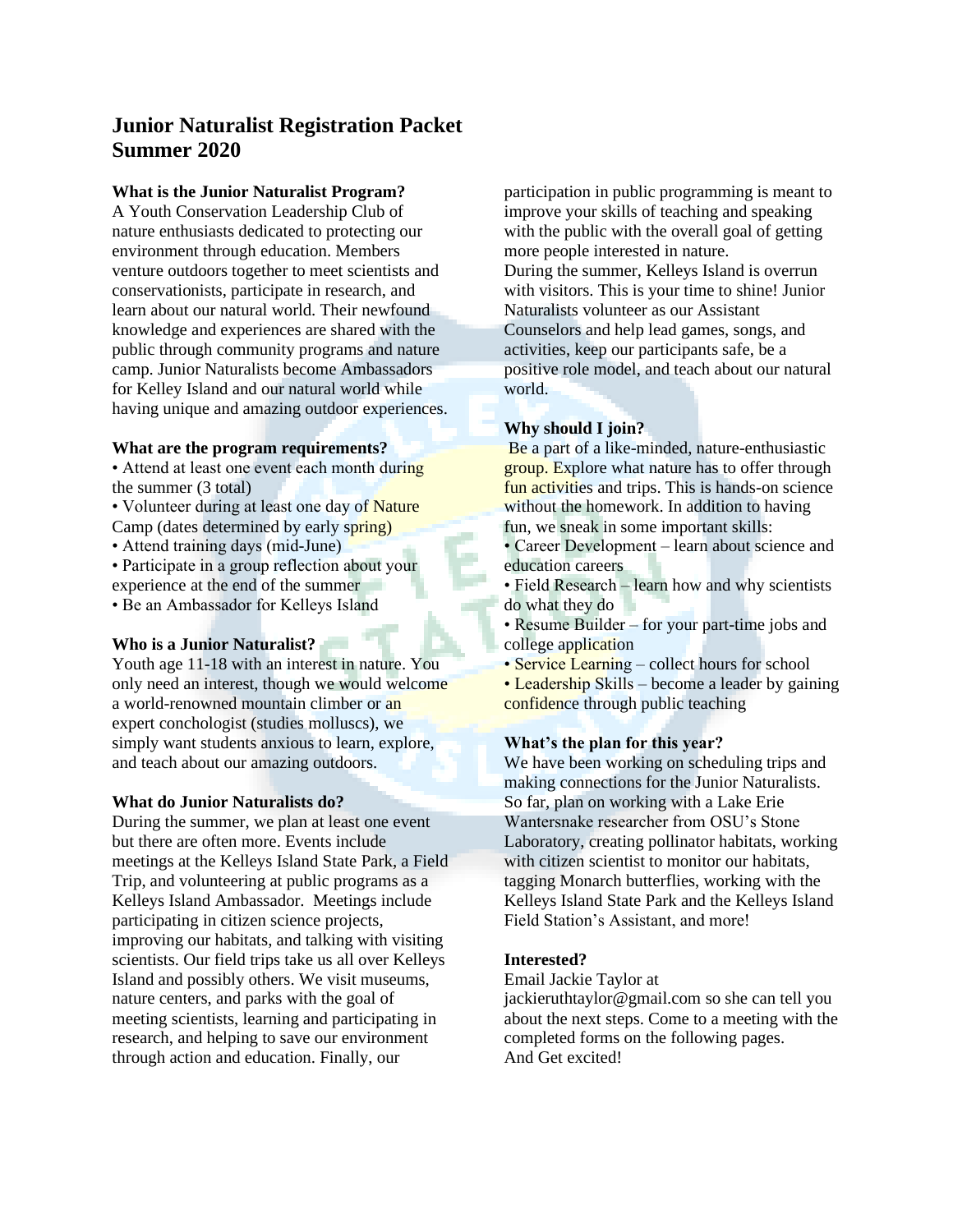# Junior Naturalist Registration Packet
# Summer 2020

**What is the Junior Naturalist Program?**

A Youth Conservation Leadership Club of nature enthusiasts dedicated to protecting our environment through education. Members venture outdoors together to meet scientists and conservationists, participate in research, and learn about our natural world. Their newfound knowledge and experiences are shared with the public through community programs and nature camp. Junior Naturalists become Ambassadors for Kelley Island and our natural world while having unique and amazing outdoor experiences.

**What are the program requirements?**

- Attend at least one event each month during the summer (3 total)
- Volunteer during at least one day of Nature Camp (dates determined by early spring)
- Attend training days (mid-June)
- Participate in a group reflection about your experience at the end of the summer
- Be an Ambassador for Kelleys Island

**Who is a Junior Naturalist?**

Youth age 11-18 with an interest in nature. You only need an interest, though we would welcome a world-renowned mountain climber or an expert conchologist (studies molluscs), we simply want students anxious to learn, explore, and teach about our amazing outdoors.

**What do Junior Naturalists do?**

During the summer, we plan at least one event but there are often more. Events include meetings at the Kelleys Island State Park, a Field Trip, and volunteering at public programs as a Kelleys Island Ambassador. Meetings include participating in citizen science projects, improving our habitats, and talking with visiting scientists. Our field trips take us all over Kelleys Island and possibly others. We visit museums, nature centers, and parks with the goal of meeting scientists, learning and participating in research, and helping to save our environment through action and education. Finally, our participation in public programming is meant to improve your skills of teaching and speaking with the public with the overall goal of getting more people interested in nature.

During the summer, Kelleys Island is overrun with visitors. This is your time to shine! Junior Naturalists volunteer as our Assistant Counselors and help lead games, songs, and activities, keep our participants safe, be a positive role model, and teach about our natural world.

**Why should I join?**

Be a part of a like-minded, nature-enthusiastic group. Explore what nature has to offer through fun activities and trips. This is hands-on science without the homework. In addition to having fun, we sneak in some important skills:

- Career Development – learn about science and education careers
- Field Research – learn how and why scientists do what they do
- Resume Builder – for your part-time jobs and college application
- Service Learning – collect hours for school
- Leadership Skills – become a leader by gaining confidence through public teaching

**What's the plan for this year?**

We have been working on scheduling trips and making connections for the Junior Naturalists. So far, plan on working with a Lake Erie Wantersnake researcher from OSU's Stone Laboratory, creating pollinator habitats, working with citizen scientist to monitor our habitats, tagging Monarch butterflies, working with the Kelleys Island State Park and the Kelleys Island Field Station's Assistant, and more!

**Interested?**

Email Jackie Taylor at jackieruthtaylor@gmail.com so she can tell you about the next steps. Come to a meeting with the completed forms on the following pages.
And Get excited!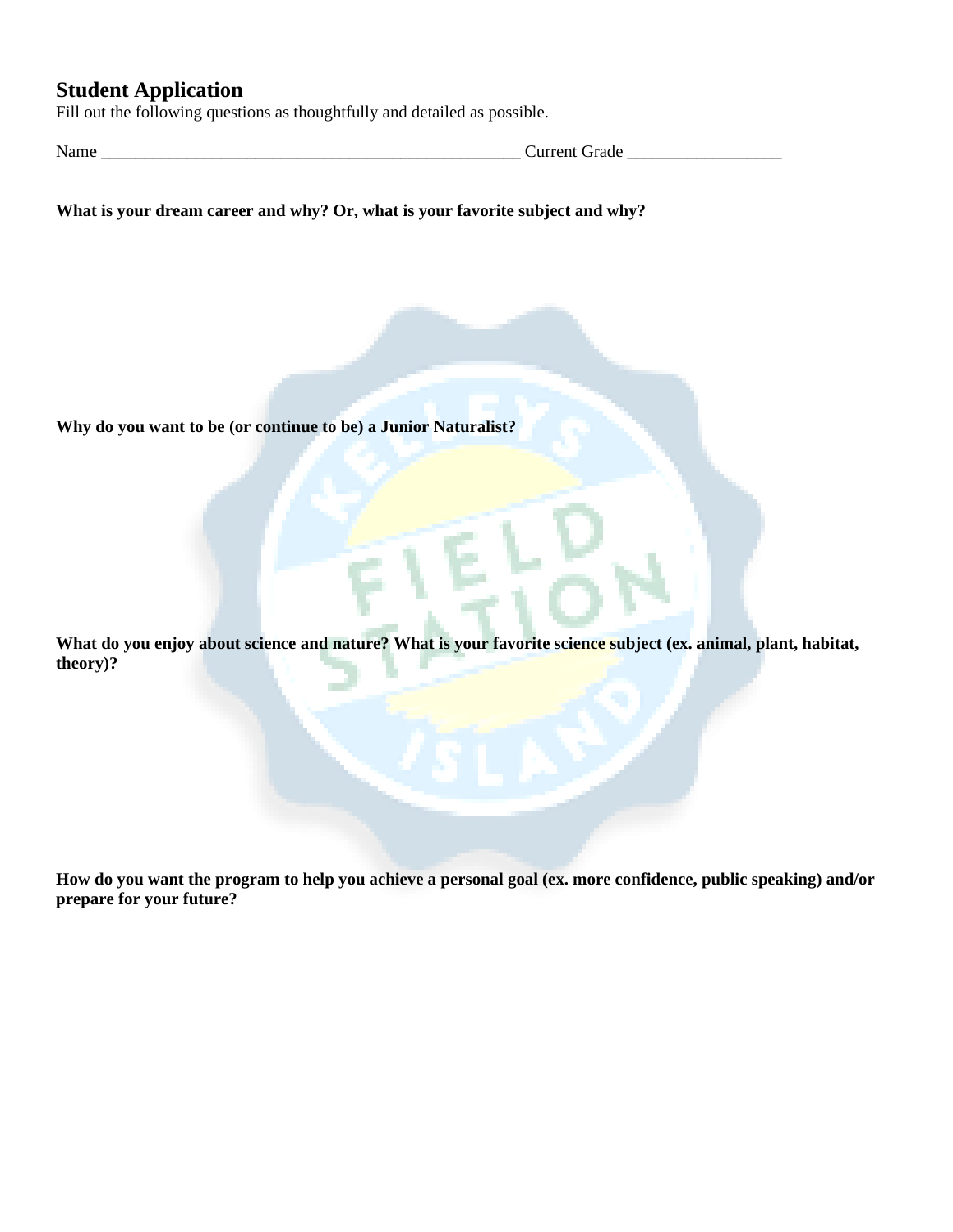## Student Application

Fill out the following questions as thoughtfully and detailed as possible.

Name __________________________________________________ Current Grade __________________

**What is your dream career and why? Or, what is your favorite subject and why?**

**Why do you want to be (or continue to be) a Junior Naturalist?**

**What do you enjoy about science and nature? What is your favorite science subject (ex. animal, plant, habitat, theory)?**

**How do you want the program to help you achieve a personal goal (ex. more confidence, public speaking) and/or prepare for your future?**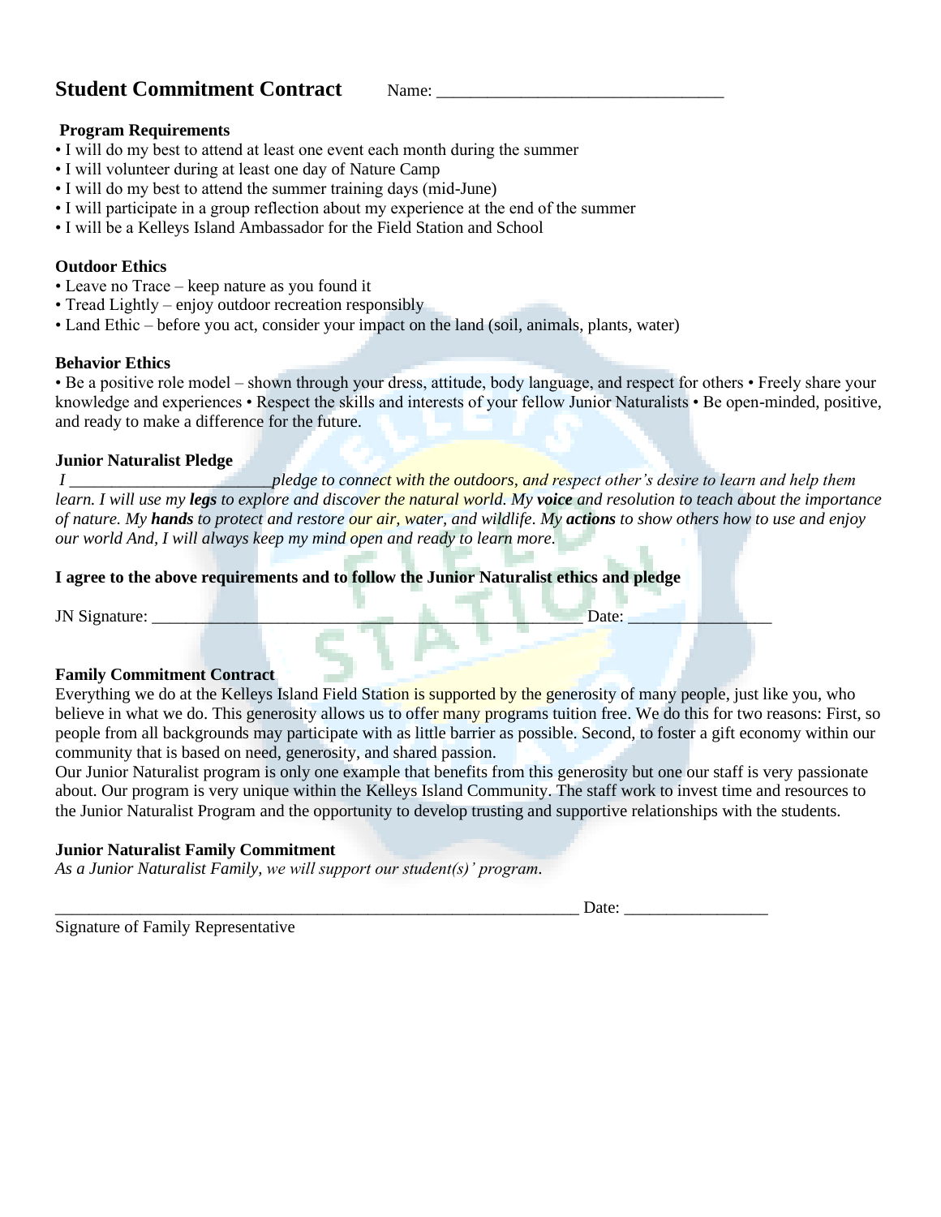## Student Commitment Contract

Name: _________________________________

### Program Requirements

- I will do my best to attend at least one event each month during the summer
- I will volunteer during at least one day of Nature Camp
- I will do my best to attend the summer training days (mid-June)
- I will participate in a group reflection about my experience at the end of the summer
- I will be a Kelleys Island Ambassador for the Field Station and School

### Outdoor Ethics

- Leave no Trace – keep nature as you found it
- Tread Lightly – enjoy outdoor recreation responsibly
- Land Ethic – before you act, consider your impact on the land (soil, animals, plants, water)

### Behavior Ethics

• Be a positive role model – shown through your dress, attitude, body language, and respect for others • Freely share your knowledge and experiences • Respect the skills and interests of your fellow Junior Naturalists • Be open-minded, positive, and ready to make a difference for the future.

### Junior Naturalist Pledge

*I ________________________pledge to connect with the outdoors, and respect other's desire to learn and help them learn. I will use my **legs** to explore and discover the natural world. My **voice** and resolution to teach about the importance of nature. My **hands** to protect and restore our air, water, and wildlife. My **actions** to show others how to use and enjoy our world And, I will always keep my mind open and ready to learn more.*

**I agree to the above requirements and to follow the Junior Naturalist ethics and pledge**

JN Signature: ________________________________________________ Date: ________________

### Family Commitment Contract

Everything we do at the Kelleys Island Field Station is supported by the generosity of many people, just like you, who believe in what we do. This generosity allows us to offer many programs tuition free. We do this for two reasons: First, so people from all backgrounds may participate with as little barrier as possible. Second, to foster a gift economy within our community that is based on need, generosity, and shared passion.

Our Junior Naturalist program is only one example that benefits from this generosity but one our staff is very passionate about. Our program is very unique within the Kelleys Island Community. The staff work to invest time and resources to the Junior Naturalist Program and the opportunity to develop trusting and supportive relationships with the students.

### Junior Naturalist Family Commitment

*As a Junior Naturalist Family, we will support our student(s)' program.*

_________________________________________________________________ Date: ________________

Signature of Family Representative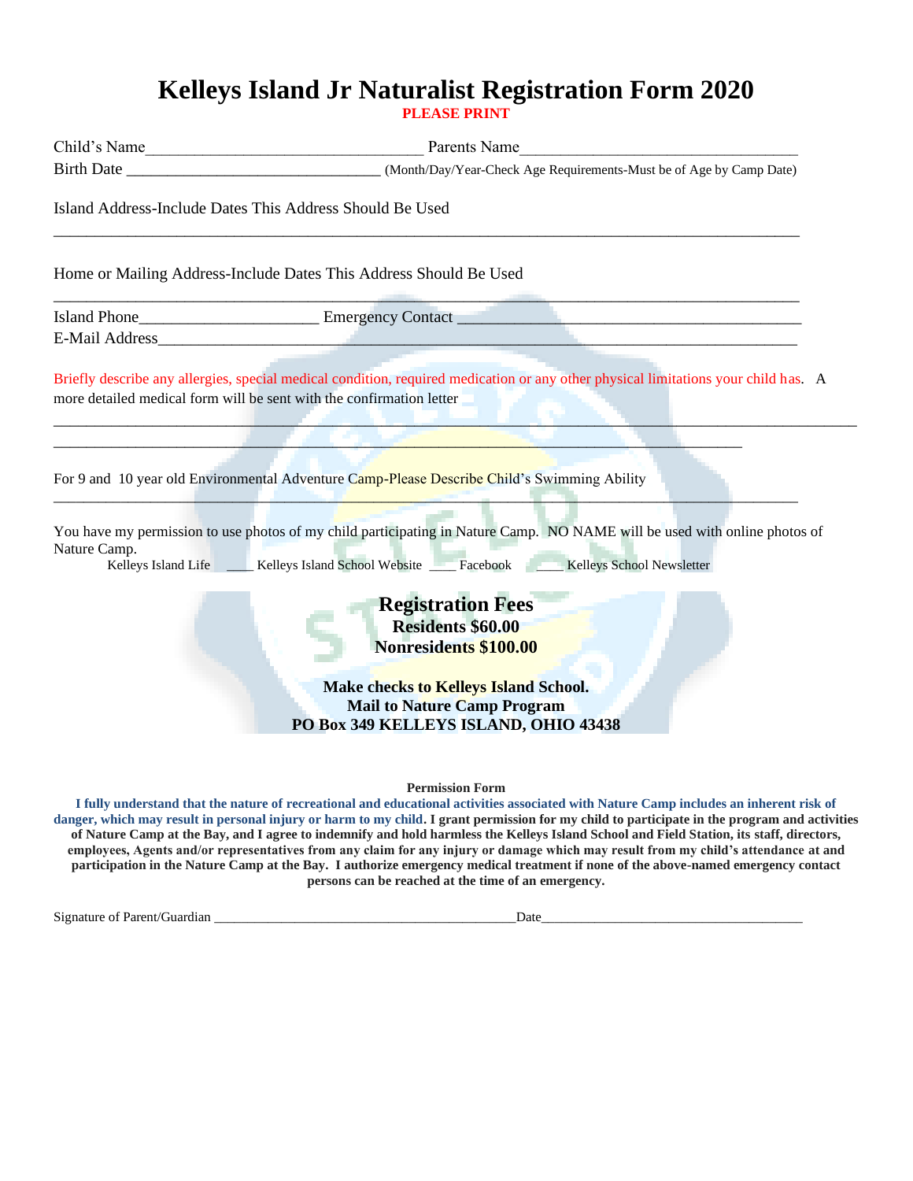# Kelleys Island Jr Naturalist Registration Form 2020

**PLEASE PRINT**

Child's Name________________________________ Parents Name________________________________

Birth Date ______________________________ (Month/Day/Year-Check Age Requirements-Must be of Age by Camp Date)

Island Address-Include Dates This Address Should Be Used

_______________________________________________________________________________________

Home or Mailing Address-Include Dates This Address Should Be Used

_______________________________________________________________________________________

Island Phone_____________________ Emergency Contact ________________________________________

E-Mail Address__________________________________________________________________________

Briefly describe any allergies, special medical condition, required medication or any other physical limitations your child has. A more detailed medical form will be sent with the confirmation letter

_______________________________________________________________________________________

_______________________________________________________________________________

For 9 and 10 year old Environmental Adventure Camp-Please Describe Child's Swimming Ability

_______________________________________________________________________________________

You have my permission to use photos of my child participating in Nature Camp. NO NAME will be used with online photos of Nature Camp.

Kelleys Island Life ____ Kelleys Island School Website ____ Facebook ____ Kelleys School Newsletter

## Registration Fees

**Residents $60.00**

**Nonresidents $100.00**

**Make checks to Kelleys Island School.**
**Mail to Nature Camp Program**
**PO Box 349 KELLEYS ISLAND, OHIO 43438**

**Permission Form**

**I fully understand that the nature of recreational and educational activities associated with Nature Camp includes an inherent risk of danger, which may result in personal injury or harm to my child. I grant permission for my child to participate in the program and activities of Nature Camp at the Bay, and I agree to indemnify and hold harmless the Kelleys Island School and Field Station, its staff, directors, employees, Agents and/or representatives from any claim for any injury or damage which may result from my child's attendance at and participation in the Nature Camp at the Bay. I authorize emergency medical treatment if none of the above-named emergency contact persons can be reached at the time of an emergency.**

Signature of Parent/Guardian ____________________________________________Date______________________________________